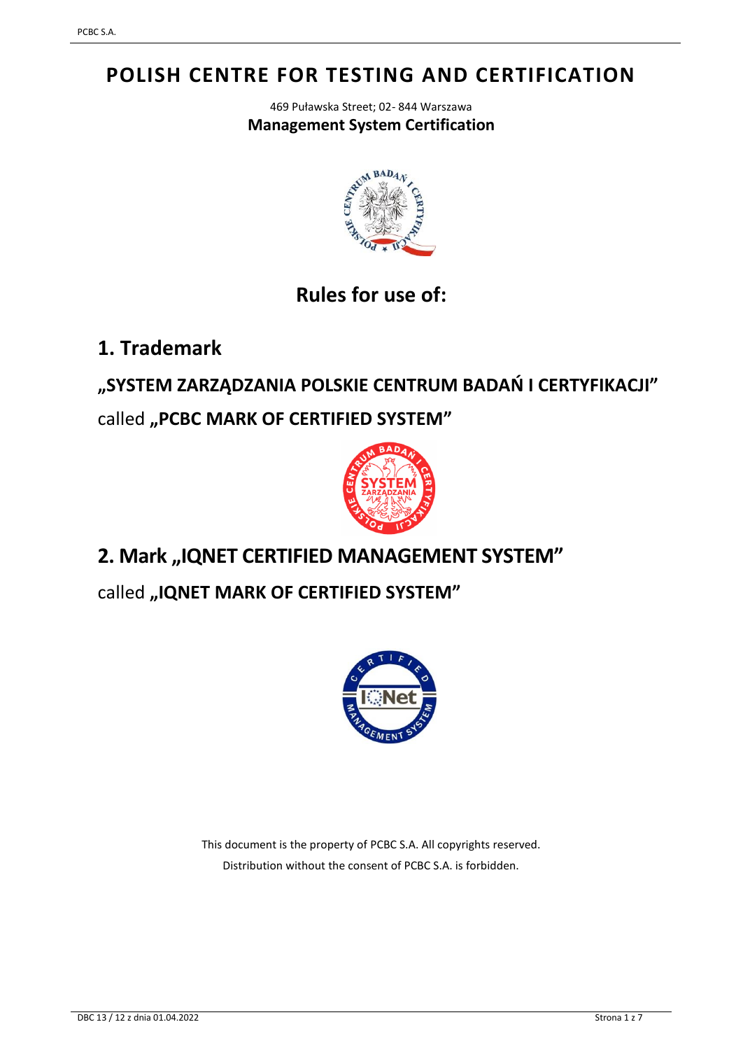# POLISH CENTRE FOR TESTING AND CERTIFICATION

469 Puławska Street; 02- 844 Warszawa

**Management System Certification**

## Rules for use of:

## 1. Trademark

**„SYSTEM ZARZĄDZANIA POLSKIE CENTRUM BADAŃ I CERTYFIKACJI"**

called **„PCBC MARK OF CERTIFIED SYSTEM"**

## 2. Mark „IQNET CERTIFIED MANAGEMENT SYSTEM"

called **„IQNET MARK OF CERTIFIED SYSTEM"**

This document is the property of PCBC S.A. All copyrights reserved.

Distribution without the consent of PCBC S.A. is forbidden.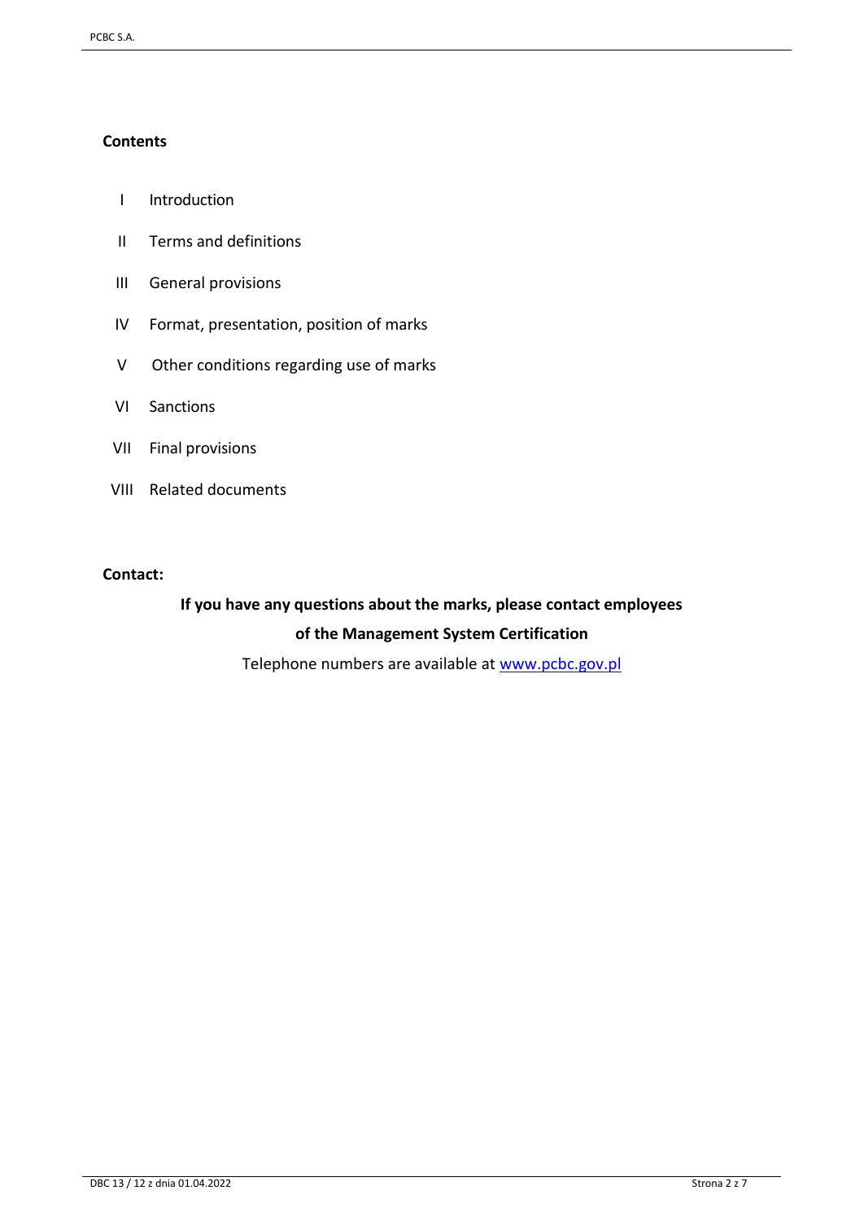**Contents**

I Introduction

II Terms and definitions

III General provisions

IV Format, presentation, position of marks

V Other conditions regarding use of marks

VI Sanctions

VII Final provisions

VIII Related documents

**Contact:**

**If you have any questions about the marks, please contact employees of the Management System Certification**

Telephone numbers are available at [www.pcbc.gov.pl](http://www.pcbc.gov.pl)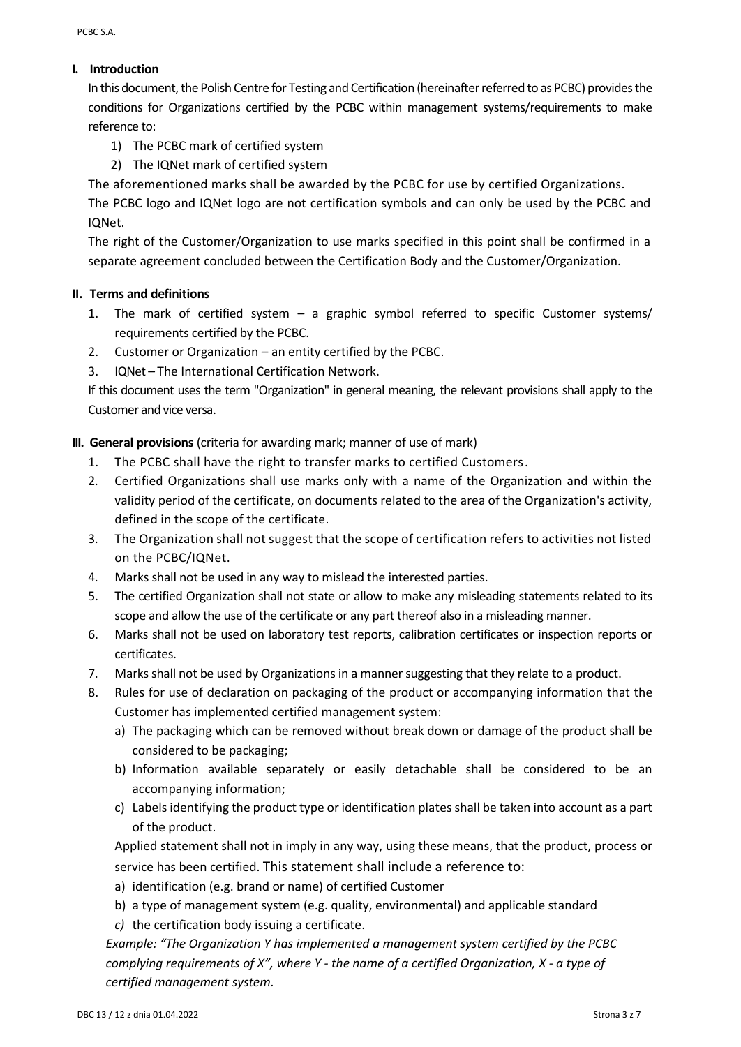## I. Introduction

In this document, the Polish Centre for Testing and Certification (hereinafter referred to as PCBC) provides the conditions for Organizations certified by the PCBC within management systems/requirements to make reference to:

1) The PCBC mark of certified system
2) The IQNet mark of certified system

The aforementioned marks shall be awarded by the PCBC for use by certified Organizations.

The PCBC logo and IQNet logo are not certification symbols and can only be used by the PCBC and IQNet.

The right of the Customer/Organization to use marks specified in this point shall be confirmed in a separate agreement concluded between the Certification Body and the Customer/Organization.

## II. Terms and definitions

1. The mark of certified system – a graphic symbol referred to specific Customer systems/ requirements certified by the PCBC.
2. Customer or Organization – an entity certified by the PCBC.
3. IQNet – The International Certification Network.

If this document uses the term "Organization" in general meaning, the relevant provisions shall apply to the Customer and vice versa.

## III. General provisions (criteria for awarding mark; manner of use of mark)

1. The PCBC shall have the right to transfer marks to certified Customers.
2. Certified Organizations shall use marks only with a name of the Organization and within the validity period of the certificate, on documents related to the area of the Organization's activity, defined in the scope of the certificate.
3. The Organization shall not suggest that the scope of certification refers to activities not listed on the PCBC/IQNet.
4. Marks shall not be used in any way to mislead the interested parties.
5. The certified Organization shall not state or allow to make any misleading statements related to its scope and allow the use of the certificate or any part thereof also in a misleading manner.
6. Marks shall not be used on laboratory test reports, calibration certificates or inspection reports or certificates.
7. Marks shall not be used by Organizations in a manner suggesting that they relate to a product.
8. Rules for use of declaration on packaging of the product or accompanying information that the Customer has implemented certified management system:
   a) The packaging which can be removed without break down or damage of the product shall be considered to be packaging;
   b) Information available separately or easily detachable shall be considered to be an accompanying information;
   c) Labels identifying the product type or identification plates shall be taken into account as a part of the product.

   Applied statement shall not in imply in any way, using these means, that the product, process or service has been certified. This statement shall include a reference to:

   a) identification (e.g. brand or name) of certified Customer
   b) a type of management system (e.g. quality, environmental) and applicable standard
   c) the certification body issuing a certificate.

   *Example: "The Organization Y has implemented a management system certified by the PCBC complying requirements of X", where Y - the name of a certified Organization, X - a type of certified management system.*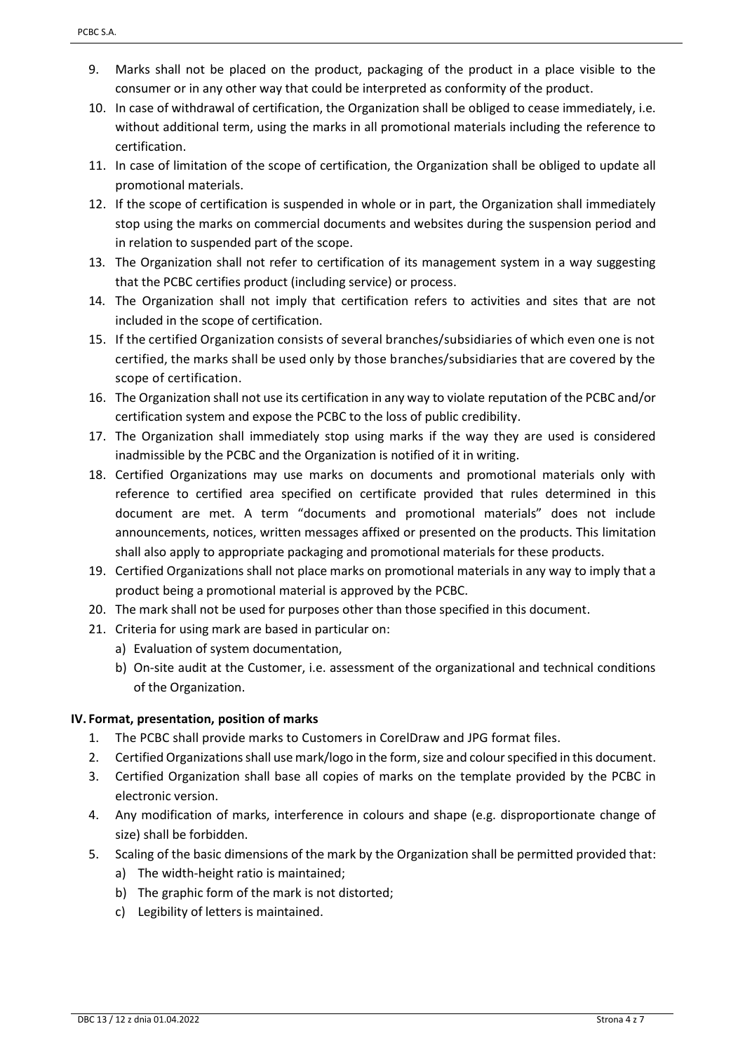9. Marks shall not be placed on the product, packaging of the product in a place visible to the consumer or in any other way that could be interpreted as conformity of the product.
10. In case of withdrawal of certification, the Organization shall be obliged to cease immediately, i.e. without additional term, using the marks in all promotional materials including the reference to certification.
11. In case of limitation of the scope of certification, the Organization shall be obliged to update all promotional materials.
12. If the scope of certification is suspended in whole or in part, the Organization shall immediately stop using the marks on commercial documents and websites during the suspension period and in relation to suspended part of the scope.
13. The Organization shall not refer to certification of its management system in a way suggesting that the PCBC certifies product (including service) or process.
14. The Organization shall not imply that certification refers to activities and sites that are not included in the scope of certification.
15. If the certified Organization consists of several branches/subsidiaries of which even one is not certified, the marks shall be used only by those branches/subsidiaries that are covered by the scope of certification.
16. The Organization shall not use its certification in any way to violate reputation of the PCBC and/or certification system and expose the PCBC to the loss of public credibility.
17. The Organization shall immediately stop using marks if the way they are used is considered inadmissible by the PCBC and the Organization is notified of it in writing.
18. Certified Organizations may use marks on documents and promotional materials only with reference to certified area specified on certificate provided that rules determined in this document are met. A term "documents and promotional materials" does not include announcements, notices, written messages affixed or presented on the products. This limitation shall also apply to appropriate packaging and promotional materials for these products.
19. Certified Organizations shall not place marks on promotional materials in any way to imply that a product being a promotional material is approved by the PCBC.
20. The mark shall not be used for purposes other than those specified in this document.
21. Criteria for using mark are based in particular on:
    a) Evaluation of system documentation,
    b) On-site audit at the Customer, i.e. assessment of the organizational and technical conditions of the Organization.

## IV. Format, presentation, position of marks

1. The PCBC shall provide marks to Customers in CorelDraw and JPG format files.
2. Certified Organizations shall use mark/logo in the form, size and colour specified in this document.
3. Certified Organization shall base all copies of marks on the template provided by the PCBC in electronic version.
4. Any modification of marks, interference in colours and shape (e.g. disproportionate change of size) shall be forbidden.
5. Scaling of the basic dimensions of the mark by the Organization shall be permitted provided that:
    a) The width-height ratio is maintained;
    b) The graphic form of the mark is not distorted;
    c) Legibility of letters is maintained.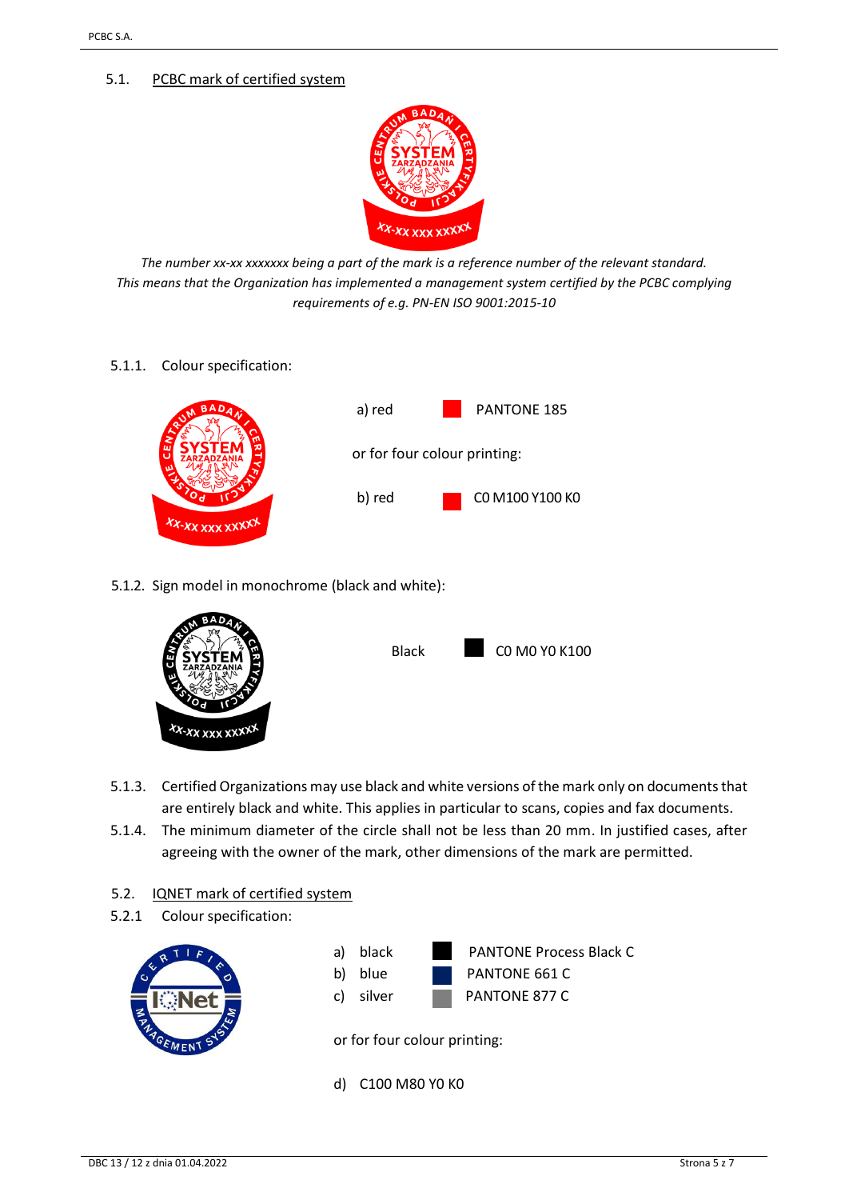## 5.1. PCBC mark of certified system

*The number xx-xx xxxxxxx being a part of the mark is a reference number of the relevant standard. This means that the Organization has implemented a management system certified by the PCBC complying requirements of e.g. PN-EN ISO 9001:2015-10*

### 5.1.1. Colour specification:

a) red PANTONE 185

or for four colour printing:

b) red C0 M100 Y100 K0

### 5.1.2. Sign model in monochrome (black and white):

Black C0 M0 Y0 K100

5.1.3. Certified Organizations may use black and white versions of the mark only on documents that are entirely black and white. This applies in particular to scans, copies and fax documents.

5.1.4. The minimum diameter of the circle shall not be less than 20 mm. In justified cases, after agreeing with the owner of the mark, other dimensions of the mark are permitted.

## 5.2. IQNET mark of certified system

### 5.2.1 Colour specification:

a) black PANTONE Process Black C
b) blue PANTONE 661 C
c) silver PANTONE 877 C

or for four colour printing:

d) C100 M80 Y0 K0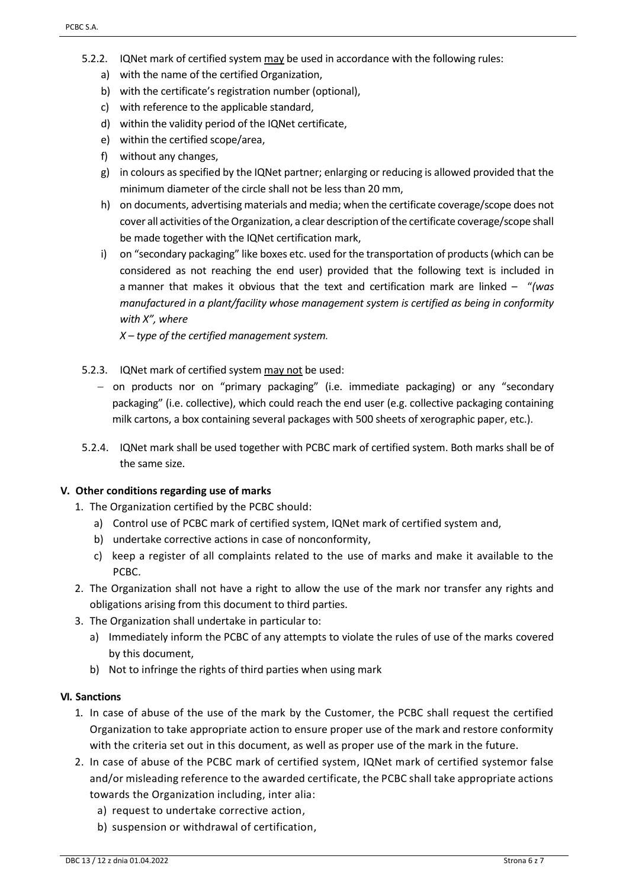5.2.2. IQNet mark of certified system <u>may</u> be used in accordance with the following rules:

a) with the name of the certified Organization,
b) with the certificate's registration number (optional),
c) with reference to the applicable standard,
d) within the validity period of the IQNet certificate,
e) within the certified scope/area,
f) without any changes,
g) in colours as specified by the IQNet partner; enlarging or reducing is allowed provided that the minimum diameter of the circle shall not be less than 20 mm,
h) on documents, advertising materials and media; when the certificate coverage/scope does not cover all activities of the Organization, a clear description of the certificate coverage/scope shall be made together with the IQNet certification mark,
i) on "secondary packaging" like boxes etc. used for the transportation of products (which can be considered as not reaching the end user) provided that the following text is included in a manner that makes it obvious that the text and certification mark are linked – "*(was manufactured in a plant/facility whose management system is certified as being in conformity with X", where*

*X – type of the certified management system.*

5.2.3. IQNet mark of certified system <u>may not</u> be used:

- on products nor on "primary packaging" (i.e. immediate packaging) or any "secondary packaging" (i.e. collective), which could reach the end user (e.g. collective packaging containing milk cartons, a box containing several packages with 500 sheets of xerographic paper, etc.).

5.2.4. IQNet mark shall be used together with PCBC mark of certified system. Both marks shall be of the same size.

## V. Other conditions regarding use of marks

1. The Organization certified by the PCBC should:
   a) Control use of PCBC mark of certified system, IQNet mark of certified system and,
   b) undertake corrective actions in case of nonconformity,
   c) keep a register of all complaints related to the use of marks and make it available to the PCBC.
2. The Organization shall not have a right to allow the use of the mark nor transfer any rights and obligations arising from this document to third parties.
3. The Organization shall undertake in particular to:
   a) Immediately inform the PCBC of any attempts to violate the rules of use of the marks covered by this document,
   b) Not to infringe the rights of third parties when using mark

## VI. Sanctions

1. In case of abuse of the use of the mark by the Customer, the PCBC shall request the certified Organization to take appropriate action to ensure proper use of the mark and restore conformity with the criteria set out in this document, as well as proper use of the mark in the future.
2. In case of abuse of the PCBC mark of certified system, IQNet mark of certified systemor false and/or misleading reference to the awarded certificate, the PCBC shall take appropriate actions towards the Organization including, inter alia:
   a) request to undertake corrective action,
   b) suspension or withdrawal of certification,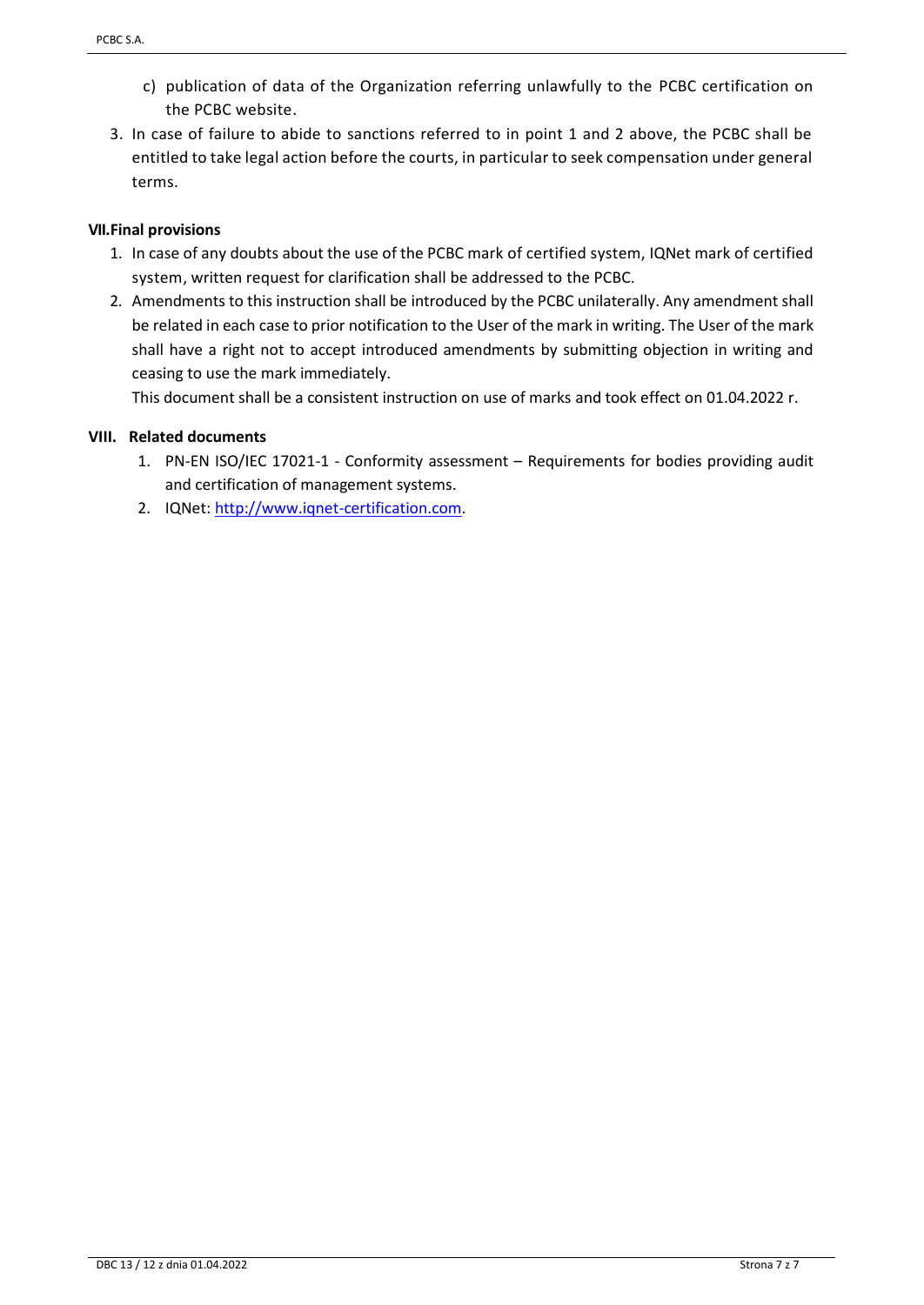c) publication of data of the Organization referring unlawfully to the PCBC certification on the PCBC website.

3. In case of failure to abide to sanctions referred to in point 1 and 2 above, the PCBC shall be entitled to take legal action before the courts, in particular to seek compensation under general terms.

## VII. Final provisions

1. In case of any doubts about the use of the PCBC mark of certified system, IQNet mark of certified system, written request for clarification shall be addressed to the PCBC.
2. Amendments to this instruction shall be introduced by the PCBC unilaterally. Any amendment shall be related in each case to prior notification to the User of the mark in writing. The User of the mark shall have a right not to accept introduced amendments by submitting objection in writing and ceasing to use the mark immediately.

   This document shall be a consistent instruction on use of marks and took effect on 01.04.2022 r.

## VIII. Related documents

1. PN-EN ISO/IEC 17021-1 - Conformity assessment – Requirements for bodies providing audit and certification of management systems.
2. IQNet: http://www.iqnet-certification.com.